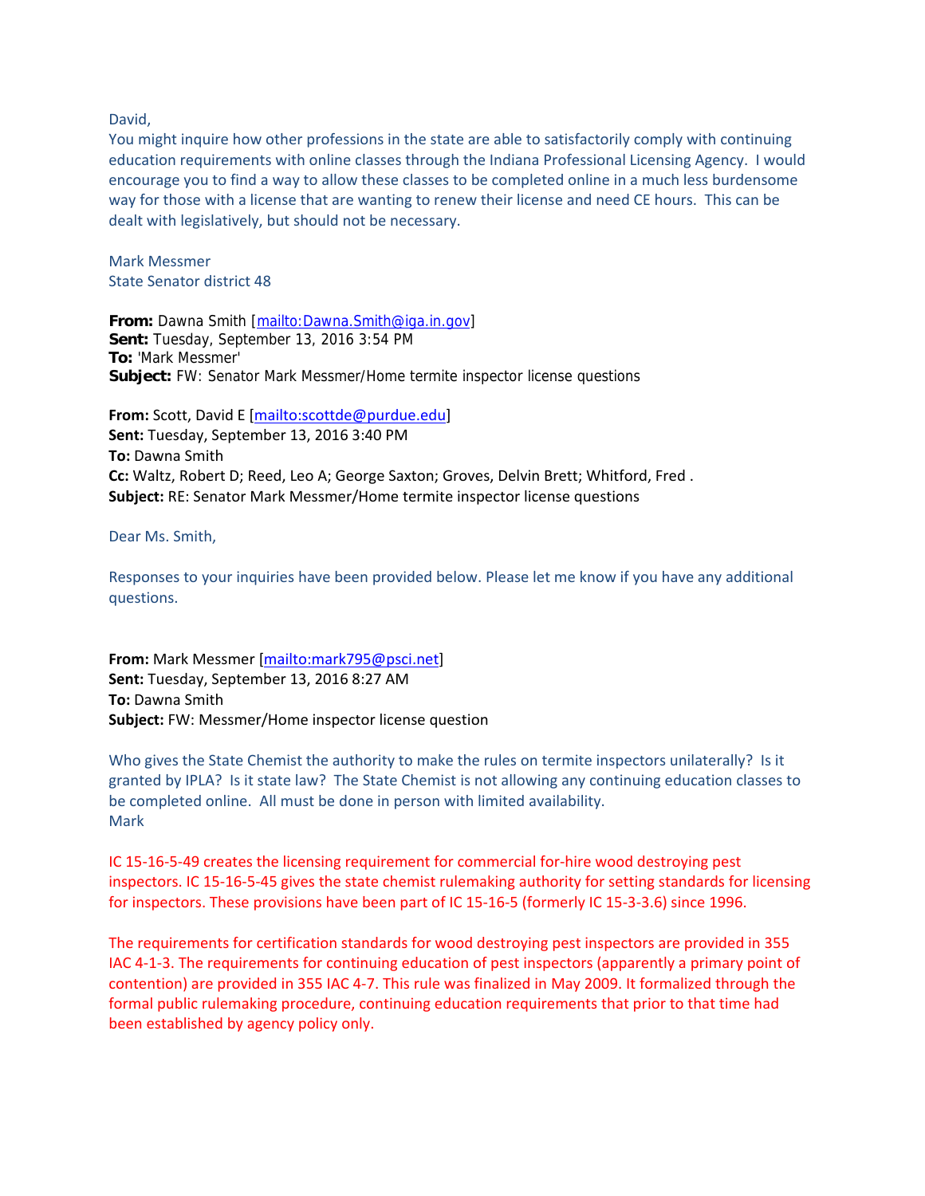David,

You might inquire how other professions in the state are able to satisfactorily comply with continuing education requirements with online classes through the Indiana Professional Licensing Agency. I would encourage you to find a way to allow these classes to be completed online in a much less burdensome way for those with a license that are wanting to renew their license and need CE hours. This can be dealt with legislatively, but should not be necessary.

Mark Messmer
State Senator district 48

**From:** Dawna Smith [mailto:Dawna.Smith@iga.in.gov]
**Sent:** Tuesday, September 13, 2016 3:54 PM
**To:** 'Mark Messmer'
**Subject:** FW: Senator Mark Messmer/Home termite inspector license questions

**From:** Scott, David E [mailto:scottde@purdue.edu]
**Sent:** Tuesday, September 13, 2016 3:40 PM
**To:** Dawna Smith
**Cc:** Waltz, Robert D; Reed, Leo A; George Saxton; Groves, Delvin Brett; Whitford, Fred .
**Subject:** RE: Senator Mark Messmer/Home termite inspector license questions

Dear Ms. Smith,

Responses to your inquiries have been provided below. Please let me know if you have any additional questions.

**From:** Mark Messmer [mailto:mark795@psci.net]
**Sent:** Tuesday, September 13, 2016 8:27 AM
**To:** Dawna Smith
**Subject:** FW: Messmer/Home inspector license question

Who gives the State Chemist the authority to make the rules on termite inspectors unilaterally? Is it granted by IPLA? Is it state law? The State Chemist is not allowing any continuing education classes to be completed online. All must be done in person with limited availability.
Mark

IC 15-16-5-49 creates the licensing requirement for commercial for-hire wood destroying pest inspectors. IC 15-16-5-45 gives the state chemist rulemaking authority for setting standards for licensing for inspectors. These provisions have been part of IC 15-16-5 (formerly IC 15-3-3.6) since 1996.

The requirements for certification standards for wood destroying pest inspectors are provided in 355 IAC 4-1-3. The requirements for continuing education of pest inspectors (apparently a primary point of contention) are provided in 355 IAC 4-7. This rule was finalized in May 2009. It formalized through the formal public rulemaking procedure, continuing education requirements that prior to that time had been established by agency policy only.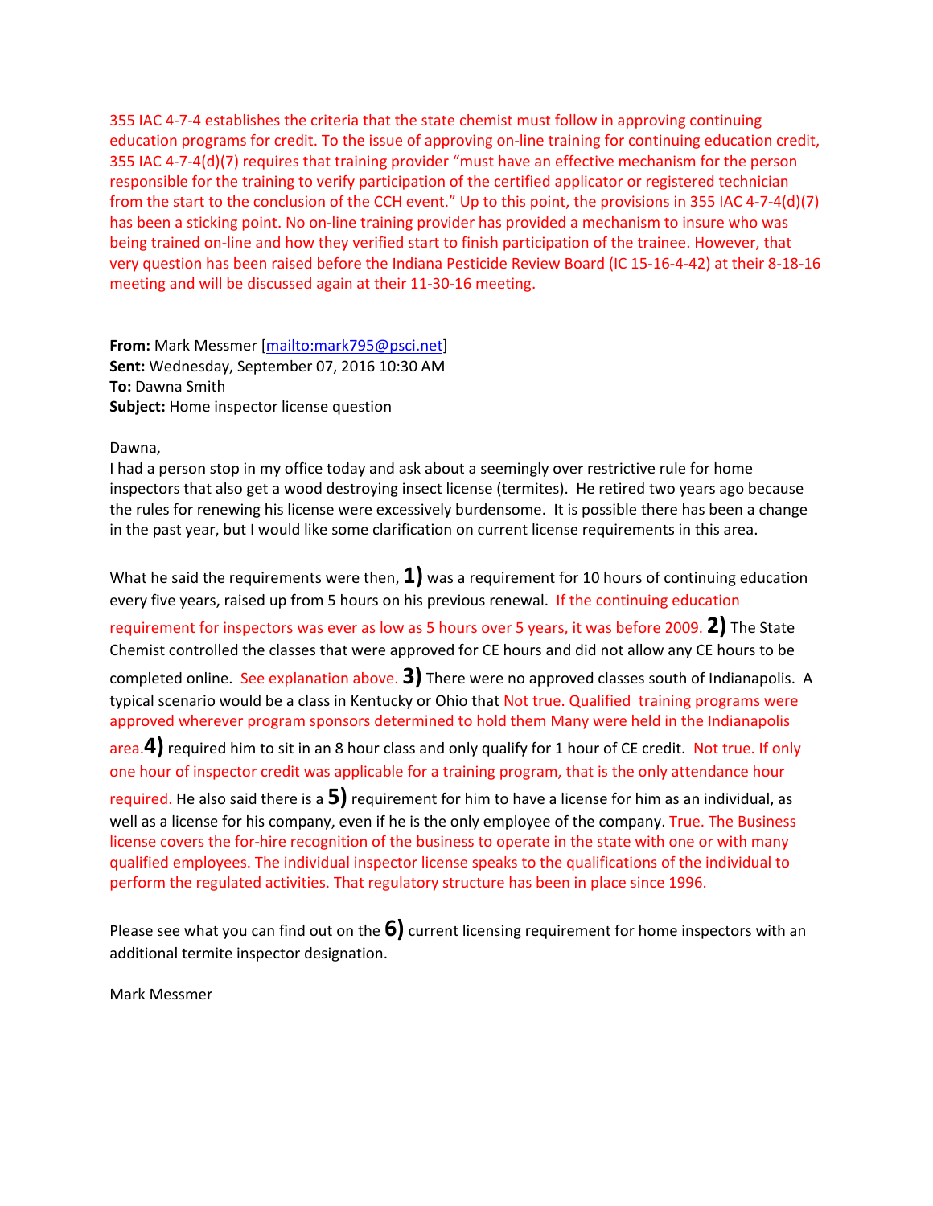355 IAC 4-7-4 establishes the criteria that the state chemist must follow in approving continuing education programs for credit. To the issue of approving on-line training for continuing education credit, 355 IAC 4-7-4(d)(7) requires that training provider "must have an effective mechanism for the person responsible for the training to verify participation of the certified applicator or registered technician from the start to the conclusion of the CCH event." Up to this point, the provisions in 355 IAC 4-7-4(d)(7) has been a sticking point. No on-line training provider has provided a mechanism to insure who was being trained on-line and how they verified start to finish participation of the trainee. However, that very question has been raised before the Indiana Pesticide Review Board (IC 15-16-4-42) at their 8-18-16 meeting and will be discussed again at their 11-30-16 meeting.

**From:** Mark Messmer [mailto:mark795@psci.net]
**Sent:** Wednesday, September 07, 2016 10:30 AM
**To:** Dawna Smith
**Subject:** Home inspector license question

Dawna,
I had a person stop in my office today and ask about a seemingly over restrictive rule for home inspectors that also get a wood destroying insect license (termites). He retired two years ago because the rules for renewing his license were excessively burdensome. It is possible there has been a change in the past year, but I would like some clarification on current license requirements in this area.

What he said the requirements were then, **1)** was a requirement for 10 hours of continuing education every five years, raised up from 5 hours on his previous renewal. If the continuing education requirement for inspectors was ever as low as 5 hours over 5 years, it was before 2009. **2)** The State Chemist controlled the classes that were approved for CE hours and did not allow any CE hours to be completed online. See explanation above. **3)** There were no approved classes south of Indianapolis. A typical scenario would be a class in Kentucky or Ohio that Not true. Qualified training programs were approved wherever program sponsors determined to hold them Many were held in the Indianapolis area.**4)** required him to sit in an 8 hour class and only qualify for 1 hour of CE credit. Not true. If only one hour of inspector credit was applicable for a training program, that is the only attendance hour required. He also said there is a **5)** requirement for him to have a license for him as an individual, as well as a license for his company, even if he is the only employee of the company. True. The Business license covers the for-hire recognition of the business to operate in the state with one or with many qualified employees. The individual inspector license speaks to the qualifications of the individual to perform the regulated activities. That regulatory structure has been in place since 1996.

Please see what you can find out on the **6)** current licensing requirement for home inspectors with an additional termite inspector designation.

Mark Messmer